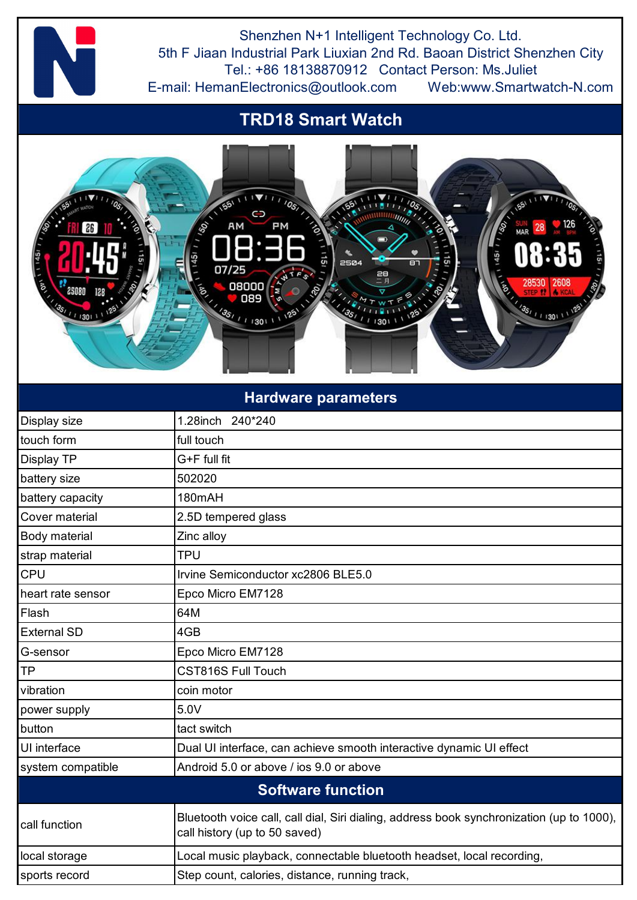Shenzhen N+1 Intelligent Technology Co. Ltd.
5th F Jiaan Industrial Park Liuxian 2nd Rd. Baoan District Shenzhen City
Tel.: +86 18138870912 Contact Person: Ms.Juliet
E-mail: HemanElectronics@outlook.com Web:www.Smartwatch-N.com

# TRD18 Smart Watch

## Hardware parameters

| | |
|---|---|
| Display size | 1.28inch 240*240 |
| touch form | full touch |
| Display TP | G+F full fit |
| battery size | 502020 |
| battery capacity | 180mAH |
| Cover material | 2.5D tempered glass |
| Body material | Zinc alloy |
| strap material | TPU |
| CPU | Irvine Semiconductor xc2806 BLE5.0 |
| heart rate sensor | Epco Micro EM7128 |
| Flash | 64M |
| External SD | 4GB |
| G-sensor | Epco Micro EM7128 |
| TP | CST816S Full Touch |
| vibration | coin motor |
| power supply | 5.0V |
| button | tact switch |
| UI interface | Dual UI interface, can achieve smooth interactive dynamic UI effect |
| system compatible | Android 5.0 or above / ios 9.0 or above |

## Software function

| | |
|---|---|
| call function | Bluetooth voice call, call dial, Siri dialing, address book synchronization (up to 1000), call history (up to 50 saved) |
| local storage | Local music playback, connectable bluetooth headset, local recording, |
| sports record | Step count, calories, distance, running track, |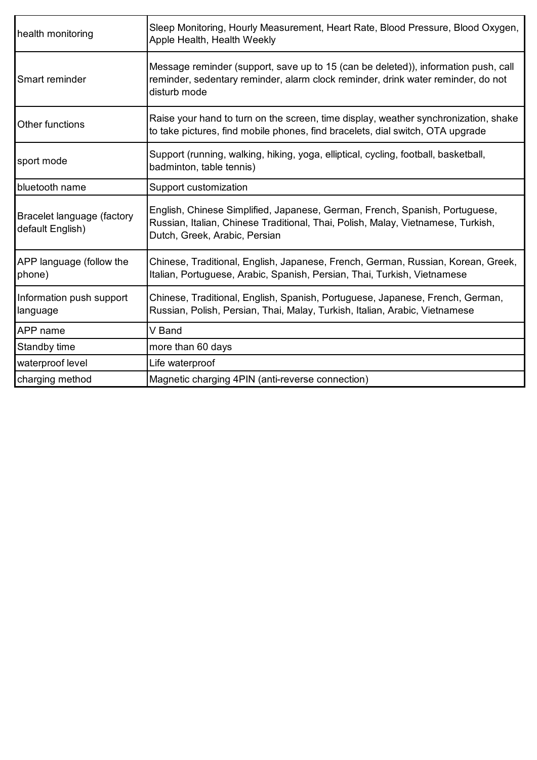| | |
|---|---|
| health monitoring | Sleep Monitoring, Hourly Measurement, Heart Rate, Blood Pressure, Blood Oxygen, Apple Health, Health Weekly |
| Smart reminder | Message reminder (support, save up to 15 (can be deleted)), information push, call reminder, sedentary reminder, alarm clock reminder, drink water reminder, do not disturb mode |
| Other functions | Raise your hand to turn on the screen, time display, weather synchronization, shake to take pictures, find mobile phones, find bracelets, dial switch, OTA upgrade |
| sport mode | Support (running, walking, hiking, yoga, elliptical, cycling, football, basketball, badminton, table tennis) |
| bluetooth name | Support customization |
| Bracelet language (factory default English) | English, Chinese Simplified, Japanese, German, French, Spanish, Portuguese, Russian, Italian, Chinese Traditional, Thai, Polish, Malay, Vietnamese, Turkish, Dutch, Greek, Arabic, Persian |
| APP language (follow the phone) | Chinese, Traditional, English, Japanese, French, German, Russian, Korean, Greek, Italian, Portuguese, Arabic, Spanish, Persian, Thai, Turkish, Vietnamese |
| Information push support language | Chinese, Traditional, English, Spanish, Portuguese, Japanese, French, German, Russian, Polish, Persian, Thai, Malay, Turkish, Italian, Arabic, Vietnamese |
| APP name | V Band |
| Standby time | more than 60 days |
| waterproof level | Life waterproof |
| charging method | Magnetic charging 4PIN (anti-reverse connection) |